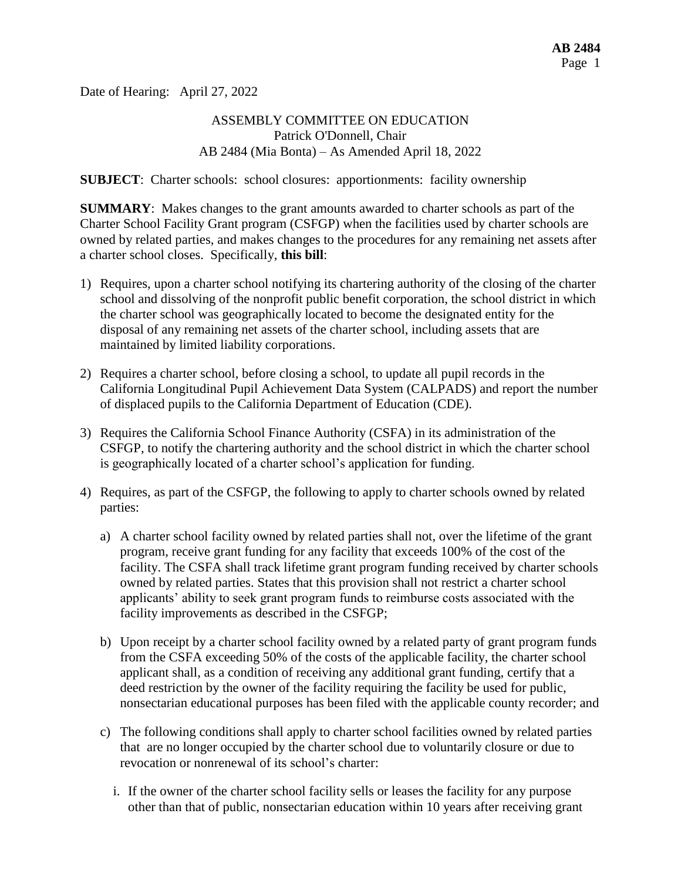Date of Hearing: April 27, 2022

ASSEMBLY COMMITTEE ON EDUCATION
Patrick O'Donnell, Chair
AB 2484 (Mia Bonta) – As Amended April 18, 2022

**SUBJECT**: Charter schools: school closures: apportionments: facility ownership

**SUMMARY**: Makes changes to the grant amounts awarded to charter schools as part of the Charter School Facility Grant program (CSFGP) when the facilities used by charter schools are owned by related parties, and makes changes to the procedures for any remaining net assets after a charter school closes. Specifically, **this bill**:

1) Requires, upon a charter school notifying its chartering authority of the closing of the charter school and dissolving of the nonprofit public benefit corporation, the school district in which the charter school was geographically located to become the designated entity for the disposal of any remaining net assets of the charter school, including assets that are maintained by limited liability corporations.

2) Requires a charter school, before closing a school, to update all pupil records in the California Longitudinal Pupil Achievement Data System (CALPADS) and report the number of displaced pupils to the California Department of Education (CDE).

3) Requires the California School Finance Authority (CSFA) in its administration of the CSFGP, to notify the chartering authority and the school district in which the charter school is geographically located of a charter school's application for funding.

4) Requires, as part of the CSFGP, the following to apply to charter schools owned by related parties:

   a) A charter school facility owned by related parties shall not, over the lifetime of the grant program, receive grant funding for any facility that exceeds 100% of the cost of the facility. The CSFA shall track lifetime grant program funding received by charter schools owned by related parties. States that this provision shall not restrict a charter school applicants' ability to seek grant program funds to reimburse costs associated with the facility improvements as described in the CSFGP;

   b) Upon receipt by a charter school facility owned by a related party of grant program funds from the CSFA exceeding 50% of the costs of the applicable facility, the charter school applicant shall, as a condition of receiving any additional grant funding, certify that a deed restriction by the owner of the facility requiring the facility be used for public, nonsectarian educational purposes has been filed with the applicable county recorder; and

   c) The following conditions shall apply to charter school facilities owned by related parties that are no longer occupied by the charter school due to voluntarily closure or due to revocation or nonrenewal of its school's charter:

      i. If the owner of the charter school facility sells or leases the facility for any purpose other than that of public, nonsectarian education within 10 years after receiving grant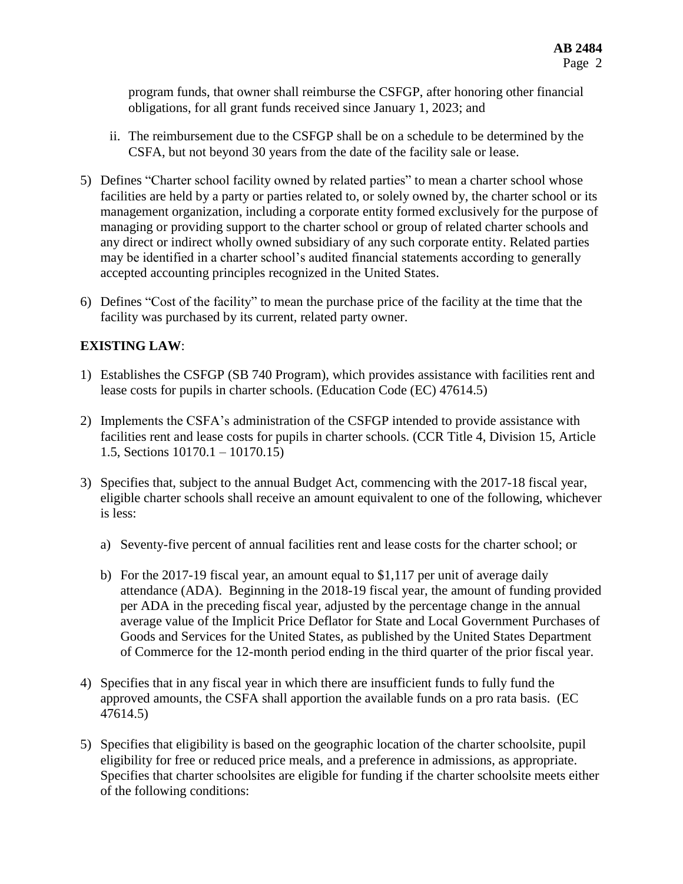program funds, that owner shall reimburse the CSFGP, after honoring other financial obligations, for all grant funds received since January 1, 2023; and

   ii. The reimbursement due to the CSFGP shall be on a schedule to be determined by the CSFA, but not beyond 30 years from the date of the facility sale or lease.

5) Defines "Charter school facility owned by related parties" to mean a charter school whose facilities are held by a party or parties related to, or solely owned by, the charter school or its management organization, including a corporate entity formed exclusively for the purpose of managing or providing support to the charter school or group of related charter schools and any direct or indirect wholly owned subsidiary of any such corporate entity. Related parties may be identified in a charter school's audited financial statements according to generally accepted accounting principles recognized in the United States.

6) Defines "Cost of the facility" to mean the purchase price of the facility at the time that the facility was purchased by its current, related party owner.

**EXISTING LAW**:

1) Establishes the CSFGP (SB 740 Program), which provides assistance with facilities rent and lease costs for pupils in charter schools. (Education Code (EC) 47614.5)

2) Implements the CSFA's administration of the CSFGP intended to provide assistance with facilities rent and lease costs for pupils in charter schools. (CCR Title 4, Division 15, Article 1.5, Sections 10170.1 – 10170.15)

3) Specifies that, subject to the annual Budget Act, commencing with the 2017-18 fiscal year, eligible charter schools shall receive an amount equivalent to one of the following, whichever is less:

   a) Seventy-five percent of annual facilities rent and lease costs for the charter school; or

   b) For the 2017-19 fiscal year, an amount equal to $1,117 per unit of average daily attendance (ADA). Beginning in the 2018-19 fiscal year, the amount of funding provided per ADA in the preceding fiscal year, adjusted by the percentage change in the annual average value of the Implicit Price Deflator for State and Local Government Purchases of Goods and Services for the United States, as published by the United States Department of Commerce for the 12-month period ending in the third quarter of the prior fiscal year.

4) Specifies that in any fiscal year in which there are insufficient funds to fully fund the approved amounts, the CSFA shall apportion the available funds on a pro rata basis. (EC 47614.5)

5) Specifies that eligibility is based on the geographic location of the charter schoolsite, pupil eligibility for free or reduced price meals, and a preference in admissions, as appropriate. Specifies that charter schoolsites are eligible for funding if the charter schoolsite meets either of the following conditions: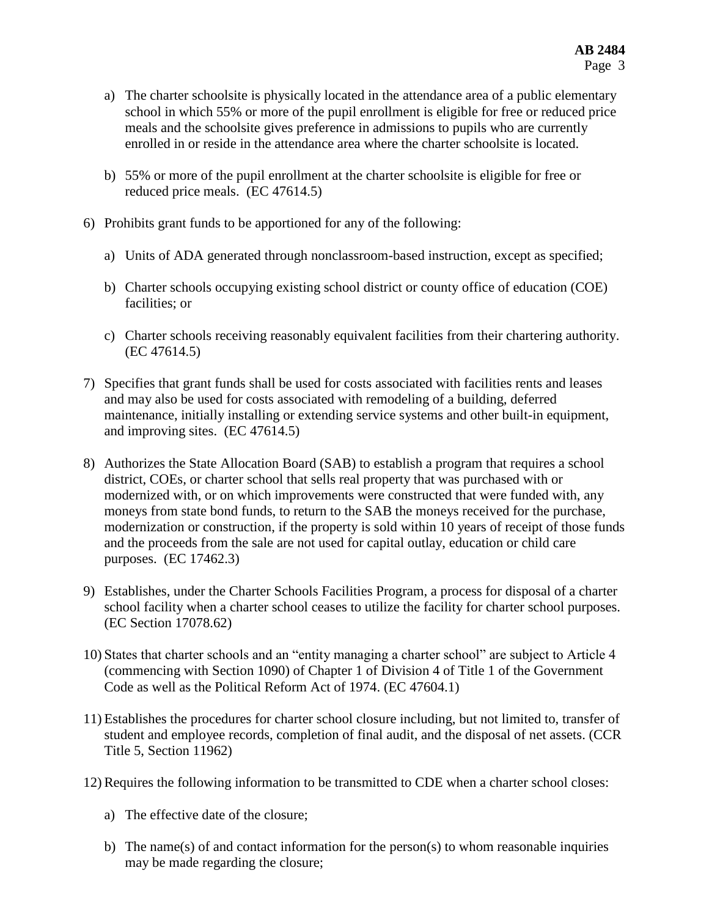a) The charter schoolsite is physically located in the attendance area of a public elementary school in which 55% or more of the pupil enrollment is eligible for free or reduced price meals and the schoolsite gives preference in admissions to pupils who are currently enrolled in or reside in the attendance area where the charter schoolsite is located.

b) 55% or more of the pupil enrollment at the charter schoolsite is eligible for free or reduced price meals. (EC 47614.5)

6) Prohibits grant funds to be apportioned for any of the following:

   a) Units of ADA generated through nonclassroom-based instruction, except as specified;

   b) Charter schools occupying existing school district or county office of education (COE) facilities; or

   c) Charter schools receiving reasonably equivalent facilities from their chartering authority. (EC 47614.5)

7) Specifies that grant funds shall be used for costs associated with facilities rents and leases and may also be used for costs associated with remodeling of a building, deferred maintenance, initially installing or extending service systems and other built-in equipment, and improving sites. (EC 47614.5)

8) Authorizes the State Allocation Board (SAB) to establish a program that requires a school district, COEs, or charter school that sells real property that was purchased with or modernized with, or on which improvements were constructed that were funded with, any moneys from state bond funds, to return to the SAB the moneys received for the purchase, modernization or construction, if the property is sold within 10 years of receipt of those funds and the proceeds from the sale are not used for capital outlay, education or child care purposes. (EC 17462.3)

9) Establishes, under the Charter Schools Facilities Program, a process for disposal of a charter school facility when a charter school ceases to utilize the facility for charter school purposes. (EC Section 17078.62)

10) States that charter schools and an "entity managing a charter school" are subject to Article 4 (commencing with Section 1090) of Chapter 1 of Division 4 of Title 1 of the Government Code as well as the Political Reform Act of 1974. (EC 47604.1)

11) Establishes the procedures for charter school closure including, but not limited to, transfer of student and employee records, completion of final audit, and the disposal of net assets. (CCR Title 5, Section 11962)

12) Requires the following information to be transmitted to CDE when a charter school closes:

    a) The effective date of the closure;

    b) The name(s) of and contact information for the person(s) to whom reasonable inquiries may be made regarding the closure;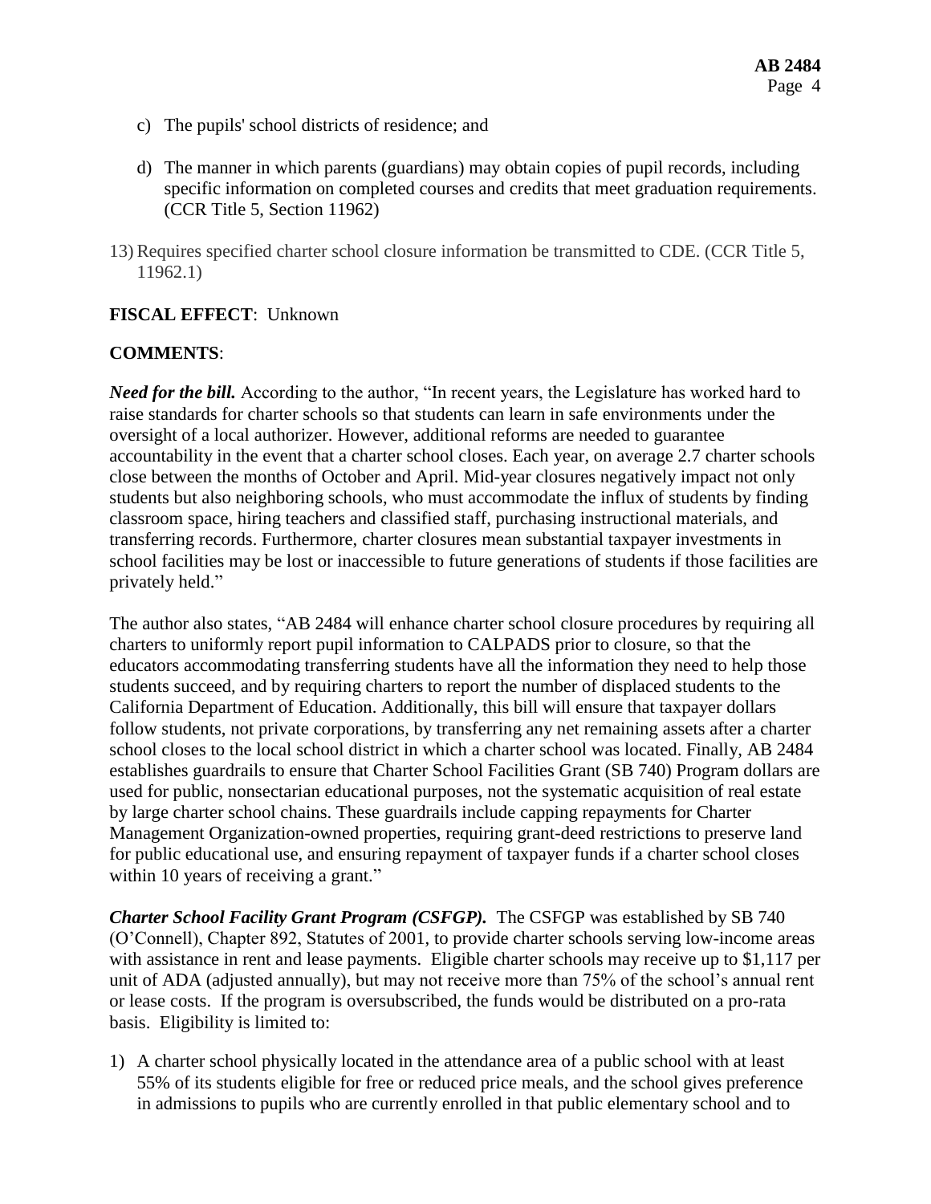c) The pupils' school districts of residence; and

d) The manner in which parents (guardians) may obtain copies of pupil records, including specific information on completed courses and credits that meet graduation requirements. (CCR Title 5, Section 11962)

13) Requires specified charter school closure information be transmitted to CDE. (CCR Title 5, 11962.1)

**FISCAL EFFECT**: Unknown

**COMMENTS**:

***Need for the bill.*** According to the author, "In recent years, the Legislature has worked hard to raise standards for charter schools so that students can learn in safe environments under the oversight of a local authorizer. However, additional reforms are needed to guarantee accountability in the event that a charter school closes. Each year, on average 2.7 charter schools close between the months of October and April. Mid-year closures negatively impact not only students but also neighboring schools, who must accommodate the influx of students by finding classroom space, hiring teachers and classified staff, purchasing instructional materials, and transferring records. Furthermore, charter closures mean substantial taxpayer investments in school facilities may be lost or inaccessible to future generations of students if those facilities are privately held."

The author also states, "AB 2484 will enhance charter school closure procedures by requiring all charters to uniformly report pupil information to CALPADS prior to closure, so that the educators accommodating transferring students have all the information they need to help those students succeed, and by requiring charters to report the number of displaced students to the California Department of Education. Additionally, this bill will ensure that taxpayer dollars follow students, not private corporations, by transferring any net remaining assets after a charter school closes to the local school district in which a charter school was located. Finally, AB 2484 establishes guardrails to ensure that Charter School Facilities Grant (SB 740) Program dollars are used for public, nonsectarian educational purposes, not the systematic acquisition of real estate by large charter school chains. These guardrails include capping repayments for Charter Management Organization-owned properties, requiring grant-deed restrictions to preserve land for public educational use, and ensuring repayment of taxpayer funds if a charter school closes within 10 years of receiving a grant."

***Charter School Facility Grant Program (CSFGP).*** The CSFGP was established by SB 740 (O'Connell), Chapter 892, Statutes of 2001, to provide charter schools serving low-income areas with assistance in rent and lease payments. Eligible charter schools may receive up to $1,117 per unit of ADA (adjusted annually), but may not receive more than 75% of the school's annual rent or lease costs. If the program is oversubscribed, the funds would be distributed on a pro-rata basis. Eligibility is limited to:

1) A charter school physically located in the attendance area of a public school with at least 55% of its students eligible for free or reduced price meals, and the school gives preference in admissions to pupils who are currently enrolled in that public elementary school and to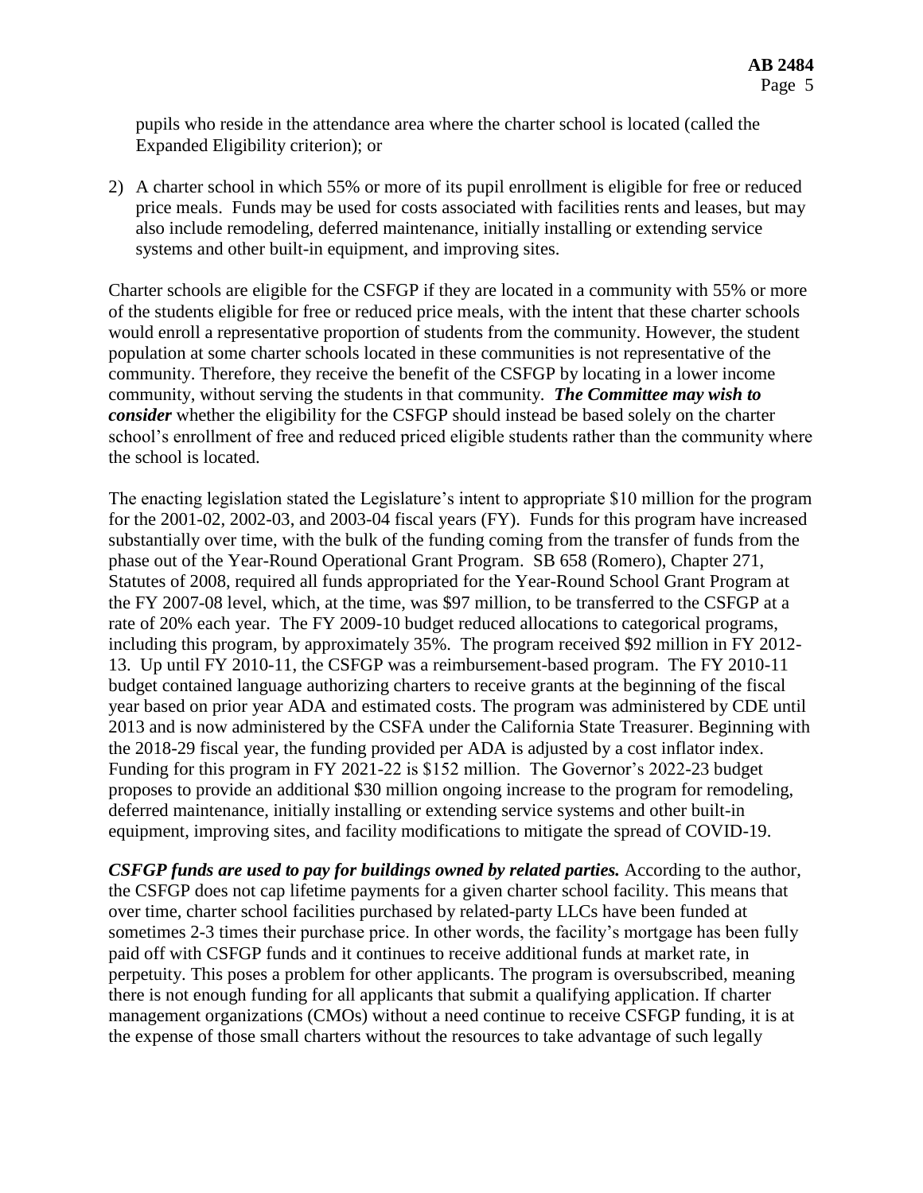pupils who reside in the attendance area where the charter school is located (called the Expanded Eligibility criterion); or

2) A charter school in which 55% or more of its pupil enrollment is eligible for free or reduced price meals. Funds may be used for costs associated with facilities rents and leases, but may also include remodeling, deferred maintenance, initially installing or extending service systems and other built-in equipment, and improving sites.

Charter schools are eligible for the CSFGP if they are located in a community with 55% or more of the students eligible for free or reduced price meals, with the intent that these charter schools would enroll a representative proportion of students from the community. However, the student population at some charter schools located in these communities is not representative of the community. Therefore, they receive the benefit of the CSFGP by locating in a lower income community, without serving the students in that community. ***The Committee may wish to consider*** whether the eligibility for the CSFGP should instead be based solely on the charter school's enrollment of free and reduced priced eligible students rather than the community where the school is located.

The enacting legislation stated the Legislature's intent to appropriate $10 million for the program for the 2001-02, 2002-03, and 2003-04 fiscal years (FY). Funds for this program have increased substantially over time, with the bulk of the funding coming from the transfer of funds from the phase out of the Year-Round Operational Grant Program. SB 658 (Romero), Chapter 271, Statutes of 2008, required all funds appropriated for the Year-Round School Grant Program at the FY 2007-08 level, which, at the time, was $97 million, to be transferred to the CSFGP at a rate of 20% each year. The FY 2009-10 budget reduced allocations to categorical programs, including this program, by approximately 35%. The program received $92 million in FY 2012-13. Up until FY 2010-11, the CSFGP was a reimbursement-based program. The FY 2010-11 budget contained language authorizing charters to receive grants at the beginning of the fiscal year based on prior year ADA and estimated costs. The program was administered by CDE until 2013 and is now administered by the CSFA under the California State Treasurer. Beginning with the 2018-29 fiscal year, the funding provided per ADA is adjusted by a cost inflator index. Funding for this program in FY 2021-22 is $152 million. The Governor's 2022-23 budget proposes to provide an additional $30 million ongoing increase to the program for remodeling, deferred maintenance, initially installing or extending service systems and other built-in equipment, improving sites, and facility modifications to mitigate the spread of COVID-19.

***CSFGP funds are used to pay for buildings owned by related parties.*** According to the author, the CSFGP does not cap lifetime payments for a given charter school facility. This means that over time, charter school facilities purchased by related-party LLCs have been funded at sometimes 2-3 times their purchase price. In other words, the facility's mortgage has been fully paid off with CSFGP funds and it continues to receive additional funds at market rate, in perpetuity. This poses a problem for other applicants. The program is oversubscribed, meaning there is not enough funding for all applicants that submit a qualifying application. If charter management organizations (CMOs) without a need continue to receive CSFGP funding, it is at the expense of those small charters without the resources to take advantage of such legally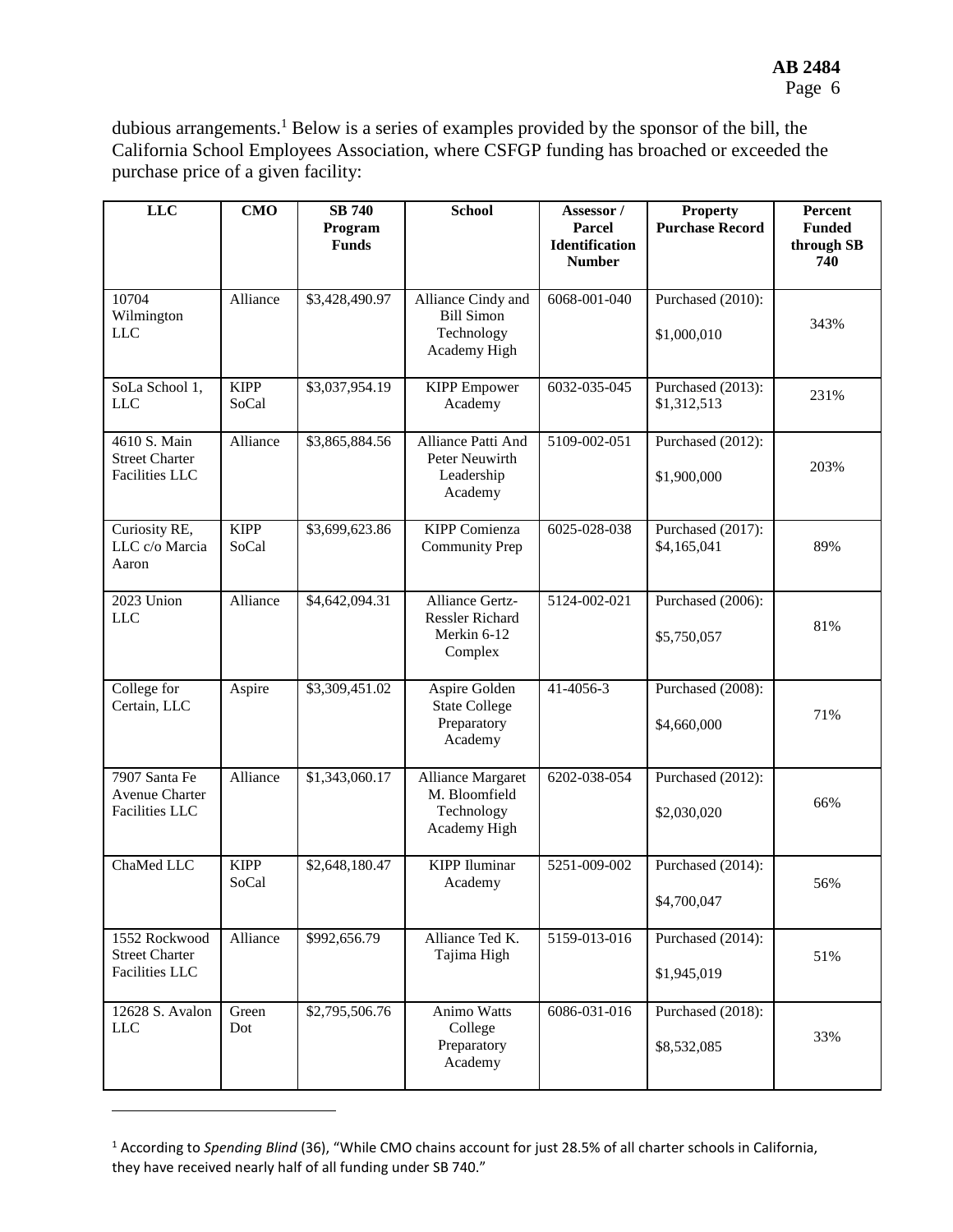dubious arrangements.[1] Below is a series of examples provided by the sponsor of the bill, the California School Employees Association, where CSFGP funding has broached or exceeded the purchase price of a given facility:

| LLC | CMO | SB 740 Program Funds | School | Assessor / Parcel Identification Number | Property Purchase Record | Percent Funded through SB 740 |
|---|---|---|---|---|---|---|
| 10704 Wilmington LLC | Alliance | $3,428,490.97 | Alliance Cindy and Bill Simon Technology Academy High | 6068-001-040 | Purchased (2010): $1,000,010 | 343% |
| SoLa School 1, LLC | KIPP SoCal | $3,037,954.19 | KIPP Empower Academy | 6032-035-045 | Purchased (2013): $1,312,513 | 231% |
| 4610 S. Main Street Charter Facilities LLC | Alliance | $3,865,884.56 | Alliance Patti And Peter Neuwirth Leadership Academy | 5109-002-051 | Purchased (2012): $1,900,000 | 203% |
| Curiosity RE, LLC c/o Marcia Aaron | KIPP SoCal | $3,699,623.86 | KIPP Comienza Community Prep | 6025-028-038 | Purchased (2017): $4,165,041 | 89% |
| 2023 Union LLC | Alliance | $4,642,094.31 | Alliance Gertz-Ressler Richard Merkin 6-12 Complex | 5124-002-021 | Purchased (2006): $5,750,057 | 81% |
| College for Certain, LLC | Aspire | $3,309,451.02 | Aspire Golden State College Preparatory Academy | 41-4056-3 | Purchased (2008): $4,660,000 | 71% |
| 7907 Santa Fe Avenue Charter Facilities LLC | Alliance | $1,343,060.17 | Alliance Margaret M. Bloomfield Technology Academy High | 6202-038-054 | Purchased (2012): $2,030,020 | 66% |
| ChaMed LLC | KIPP SoCal | $2,648,180.47 | KIPP Iluminar Academy | 5251-009-002 | Purchased (2014): $4,700,047 | 56% |
| 1552 Rockwood Street Charter Facilities LLC | Alliance | $992,656.79 | Alliance Ted K. Tajima High | 5159-013-016 | Purchased (2014): $1,945,019 | 51% |
| 12628 S. Avalon LLC | Green Dot | $2,795,506.76 | Animo Watts College Preparatory Academy | 6086-031-016 | Purchased (2018): $8,532,085 | 33% |

[1] According to *Spending Blind* (36), "While CMO chains account for just 28.5% of all charter schools in California, they have received nearly half of all funding under SB 740."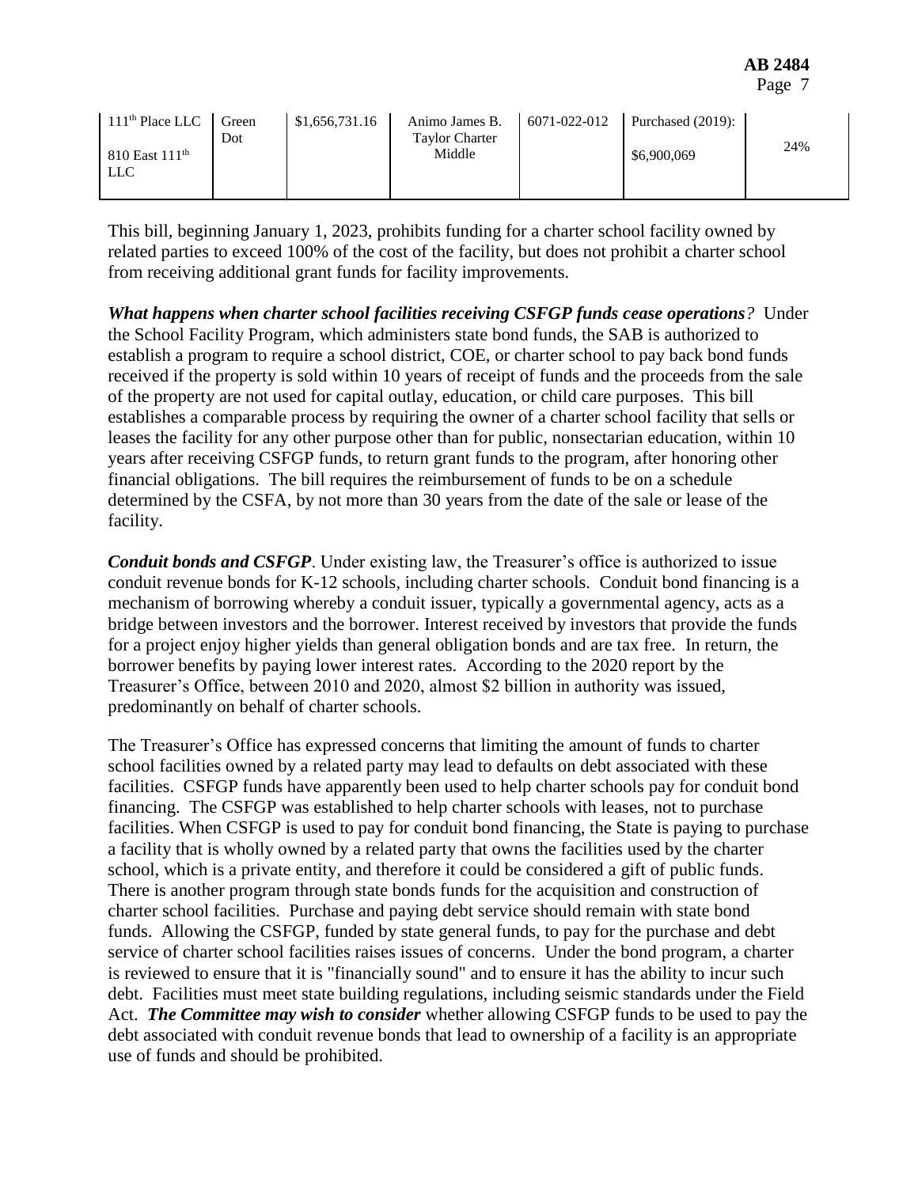| 111th Place LLC<br><br>810 East 111th LLC | Green Dot | $1,656,731.16 | Animo James B. Taylor Charter Middle | 6071-022-012 | Purchased (2019):<br><br>$6,900,069 | 24% |
|---|---|---|---|---|---|---|

This bill, beginning January 1, 2023, prohibits funding for a charter school facility owned by related parties to exceed 100% of the cost of the facility, but does not prohibit a charter school from receiving additional grant funds for facility improvements.

***What happens when charter school facilities receiving CSFGP funds cease operations?*** Under the School Facility Program, which administers state bond funds, the SAB is authorized to establish a program to require a school district, COE, or charter school to pay back bond funds received if the property is sold within 10 years of receipt of funds and the proceeds from the sale of the property are not used for capital outlay, education, or child care purposes. This bill establishes a comparable process by requiring the owner of a charter school facility that sells or leases the facility for any other purpose other than for public, nonsectarian education, within 10 years after receiving CSFGP funds, to return grant funds to the program, after honoring other financial obligations. The bill requires the reimbursement of funds to be on a schedule determined by the CSFA, by not more than 30 years from the date of the sale or lease of the facility.

***Conduit bonds and CSFGP***. Under existing law, the Treasurer's office is authorized to issue conduit revenue bonds for K-12 schools, including charter schools. Conduit bond financing is a mechanism of borrowing whereby a conduit issuer, typically a governmental agency, acts as a bridge between investors and the borrower. Interest received by investors that provide the funds for a project enjoy higher yields than general obligation bonds and are tax free. In return, the borrower benefits by paying lower interest rates. According to the 2020 report by the Treasurer's Office, between 2010 and 2020, almost $2 billion in authority was issued, predominantly on behalf of charter schools.

The Treasurer's Office has expressed concerns that limiting the amount of funds to charter school facilities owned by a related party may lead to defaults on debt associated with these facilities. CSFGP funds have apparently been used to help charter schools pay for conduit bond financing. The CSFGP was established to help charter schools with leases, not to purchase facilities. When CSFGP is used to pay for conduit bond financing, the State is paying to purchase a facility that is wholly owned by a related party that owns the facilities used by the charter school, which is a private entity, and therefore it could be considered a gift of public funds. There is another program through state bonds funds for the acquisition and construction of charter school facilities. Purchase and paying debt service should remain with state bond funds. Allowing the CSFGP, funded by state general funds, to pay for the purchase and debt service of charter school facilities raises issues of concerns. Under the bond program, a charter is reviewed to ensure that it is "financially sound" and to ensure it has the ability to incur such debt. Facilities must meet state building regulations, including seismic standards under the Field Act. ***The Committee may wish to consider*** whether allowing CSFGP funds to be used to pay the debt associated with conduit revenue bonds that lead to ownership of a facility is an appropriate use of funds and should be prohibited.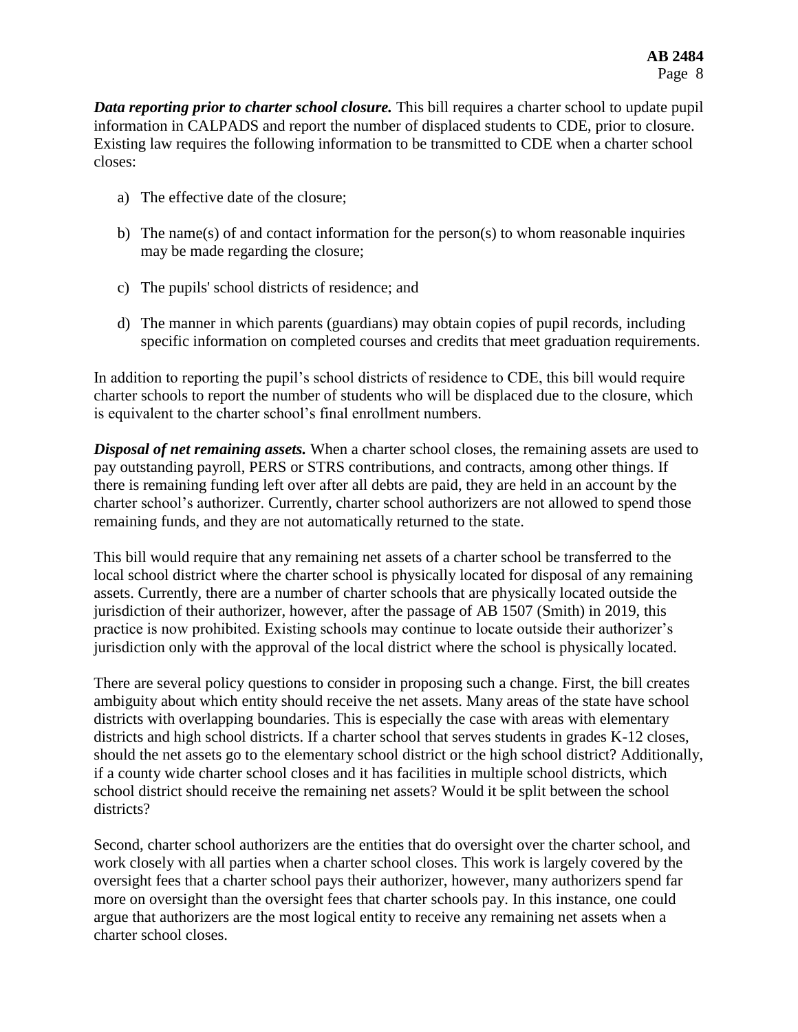***Data reporting prior to charter school closure.*** This bill requires a charter school to update pupil information in CALPADS and report the number of displaced students to CDE, prior to closure. Existing law requires the following information to be transmitted to CDE when a charter school closes:

a) The effective date of the closure;

b) The name(s) of and contact information for the person(s) to whom reasonable inquiries may be made regarding the closure;

c) The pupils' school districts of residence; and

d) The manner in which parents (guardians) may obtain copies of pupil records, including specific information on completed courses and credits that meet graduation requirements.

In addition to reporting the pupil's school districts of residence to CDE, this bill would require charter schools to report the number of students who will be displaced due to the closure, which is equivalent to the charter school's final enrollment numbers.

***Disposal of net remaining assets.*** When a charter school closes, the remaining assets are used to pay outstanding payroll, PERS or STRS contributions, and contracts, among other things. If there is remaining funding left over after all debts are paid, they are held in an account by the charter school's authorizer. Currently, charter school authorizers are not allowed to spend those remaining funds, and they are not automatically returned to the state.

This bill would require that any remaining net assets of a charter school be transferred to the local school district where the charter school is physically located for disposal of any remaining assets. Currently, there are a number of charter schools that are physically located outside the jurisdiction of their authorizer, however, after the passage of AB 1507 (Smith) in 2019, this practice is now prohibited. Existing schools may continue to locate outside their authorizer's jurisdiction only with the approval of the local district where the school is physically located.

There are several policy questions to consider in proposing such a change. First, the bill creates ambiguity about which entity should receive the net assets. Many areas of the state have school districts with overlapping boundaries. This is especially the case with areas with elementary districts and high school districts. If a charter school that serves students in grades K-12 closes, should the net assets go to the elementary school district or the high school district? Additionally, if a county wide charter school closes and it has facilities in multiple school districts, which school district should receive the remaining net assets? Would it be split between the school districts?

Second, charter school authorizers are the entities that do oversight over the charter school, and work closely with all parties when a charter school closes. This work is largely covered by the oversight fees that a charter school pays their authorizer, however, many authorizers spend far more on oversight than the oversight fees that charter schools pay. In this instance, one could argue that authorizers are the most logical entity to receive any remaining net assets when a charter school closes.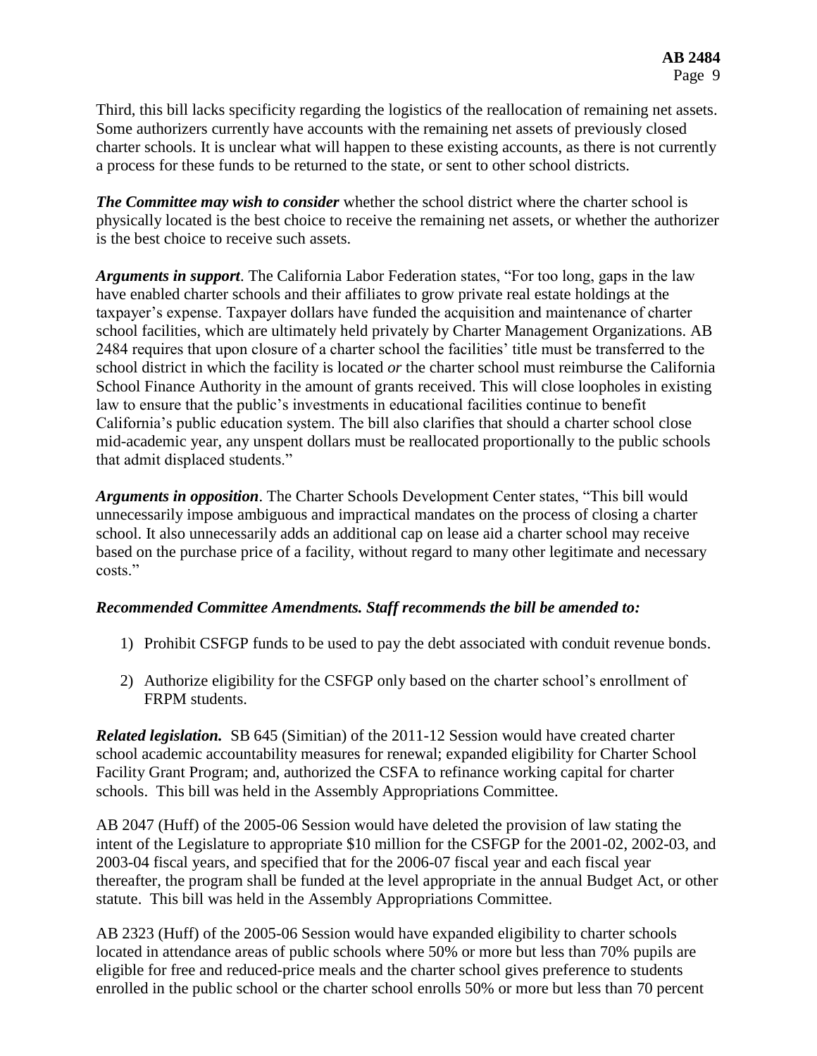Third, this bill lacks specificity regarding the logistics of the reallocation of remaining net assets. Some authorizers currently have accounts with the remaining net assets of previously closed charter schools. It is unclear what will happen to these existing accounts, as there is not currently a process for these funds to be returned to the state, or sent to other school districts.

***The Committee may wish to consider*** whether the school district where the charter school is physically located is the best choice to receive the remaining net assets, or whether the authorizer is the best choice to receive such assets.

***Arguments in support***. The California Labor Federation states, "For too long, gaps in the law have enabled charter schools and their affiliates to grow private real estate holdings at the taxpayer's expense. Taxpayer dollars have funded the acquisition and maintenance of charter school facilities, which are ultimately held privately by Charter Management Organizations. AB 2484 requires that upon closure of a charter school the facilities' title must be transferred to the school district in which the facility is located *or* the charter school must reimburse the California School Finance Authority in the amount of grants received. This will close loopholes in existing law to ensure that the public's investments in educational facilities continue to benefit California's public education system. The bill also clarifies that should a charter school close mid-academic year, any unspent dollars must be reallocated proportionally to the public schools that admit displaced students."

***Arguments in opposition***. The Charter Schools Development Center states, "This bill would unnecessarily impose ambiguous and impractical mandates on the process of closing a charter school. It also unnecessarily adds an additional cap on lease aid a charter school may receive based on the purchase price of a facility, without regard to many other legitimate and necessary costs."

***Recommended Committee Amendments. Staff recommends the bill be amended to:***

1) Prohibit CSFGP funds to be used to pay the debt associated with conduit revenue bonds.

2) Authorize eligibility for the CSFGP only based on the charter school's enrollment of FRPM students.

***Related legislation.*** SB 645 (Simitian) of the 2011-12 Session would have created charter school academic accountability measures for renewal; expanded eligibility for Charter School Facility Grant Program; and, authorized the CSFA to refinance working capital for charter schools. This bill was held in the Assembly Appropriations Committee.

AB 2047 (Huff) of the 2005-06 Session would have deleted the provision of law stating the intent of the Legislature to appropriate $10 million for the CSFGP for the 2001-02, 2002-03, and 2003-04 fiscal years, and specified that for the 2006-07 fiscal year and each fiscal year thereafter, the program shall be funded at the level appropriate in the annual Budget Act, or other statute. This bill was held in the Assembly Appropriations Committee.

AB 2323 (Huff) of the 2005-06 Session would have expanded eligibility to charter schools located in attendance areas of public schools where 50% or more but less than 70% pupils are eligible for free and reduced-price meals and the charter school gives preference to students enrolled in the public school or the charter school enrolls 50% or more but less than 70 percent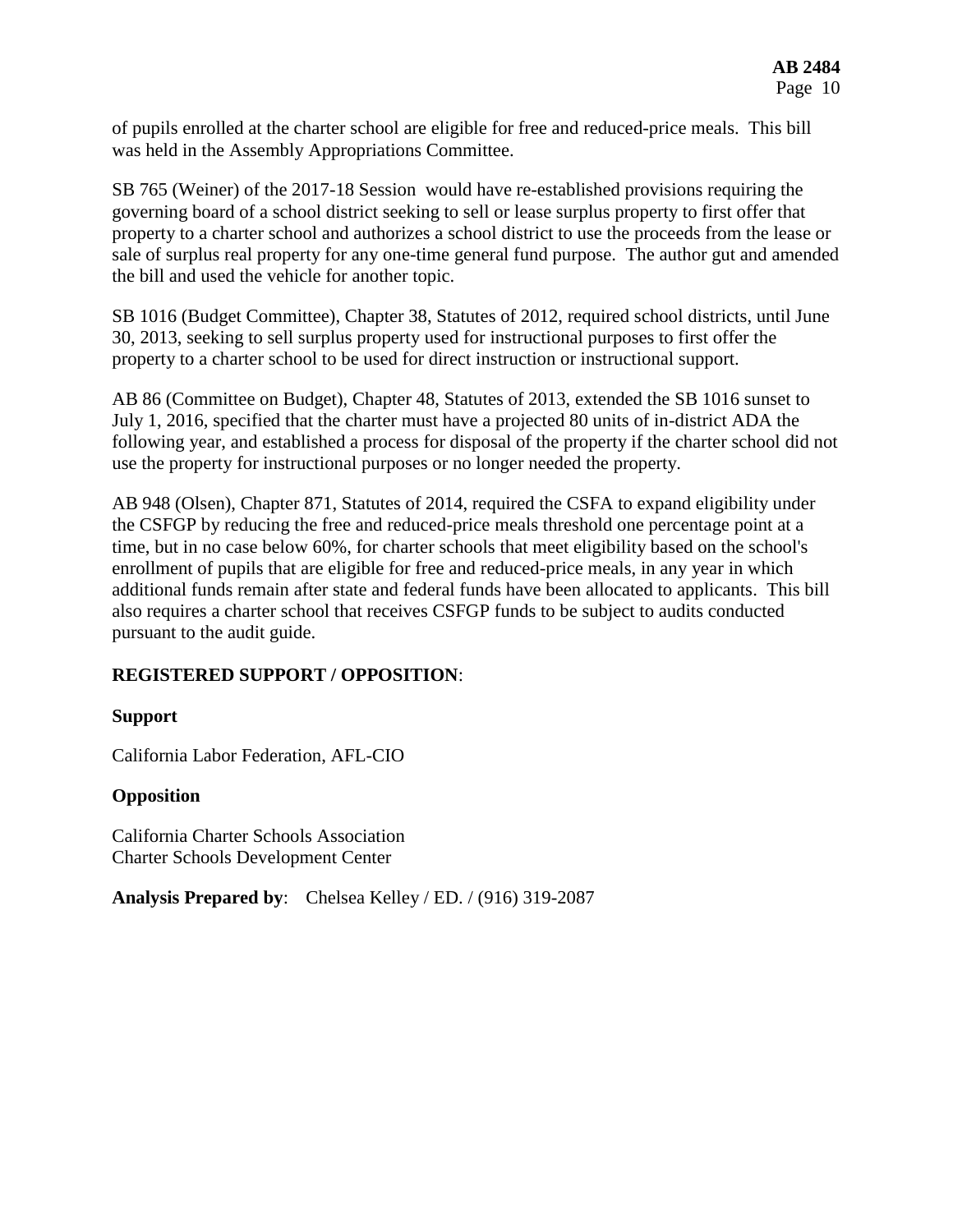of pupils enrolled at the charter school are eligible for free and reduced-price meals. This bill was held in the Assembly Appropriations Committee.

SB 765 (Weiner) of the 2017-18 Session would have re-established provisions requiring the governing board of a school district seeking to sell or lease surplus property to first offer that property to a charter school and authorizes a school district to use the proceeds from the lease or sale of surplus real property for any one-time general fund purpose. The author gut and amended the bill and used the vehicle for another topic.

SB 1016 (Budget Committee), Chapter 38, Statutes of 2012, required school districts, until June 30, 2013, seeking to sell surplus property used for instructional purposes to first offer the property to a charter school to be used for direct instruction or instructional support.

AB 86 (Committee on Budget), Chapter 48, Statutes of 2013, extended the SB 1016 sunset to July 1, 2016, specified that the charter must have a projected 80 units of in-district ADA the following year, and established a process for disposal of the property if the charter school did not use the property for instructional purposes or no longer needed the property.

AB 948 (Olsen), Chapter 871, Statutes of 2014, required the CSFA to expand eligibility under the CSFGP by reducing the free and reduced-price meals threshold one percentage point at a time, but in no case below 60%, for charter schools that meet eligibility based on the school's enrollment of pupils that are eligible for free and reduced-price meals, in any year in which additional funds remain after state and federal funds have been allocated to applicants. This bill also requires a charter school that receives CSFGP funds to be subject to audits conducted pursuant to the audit guide.

## REGISTERED SUPPORT / OPPOSITION:

### Support

California Labor Federation, AFL-CIO

### Opposition

California Charter Schools Association
Charter Schools Development Center

**Analysis Prepared by**: Chelsea Kelley / ED. / (916) 319-2087